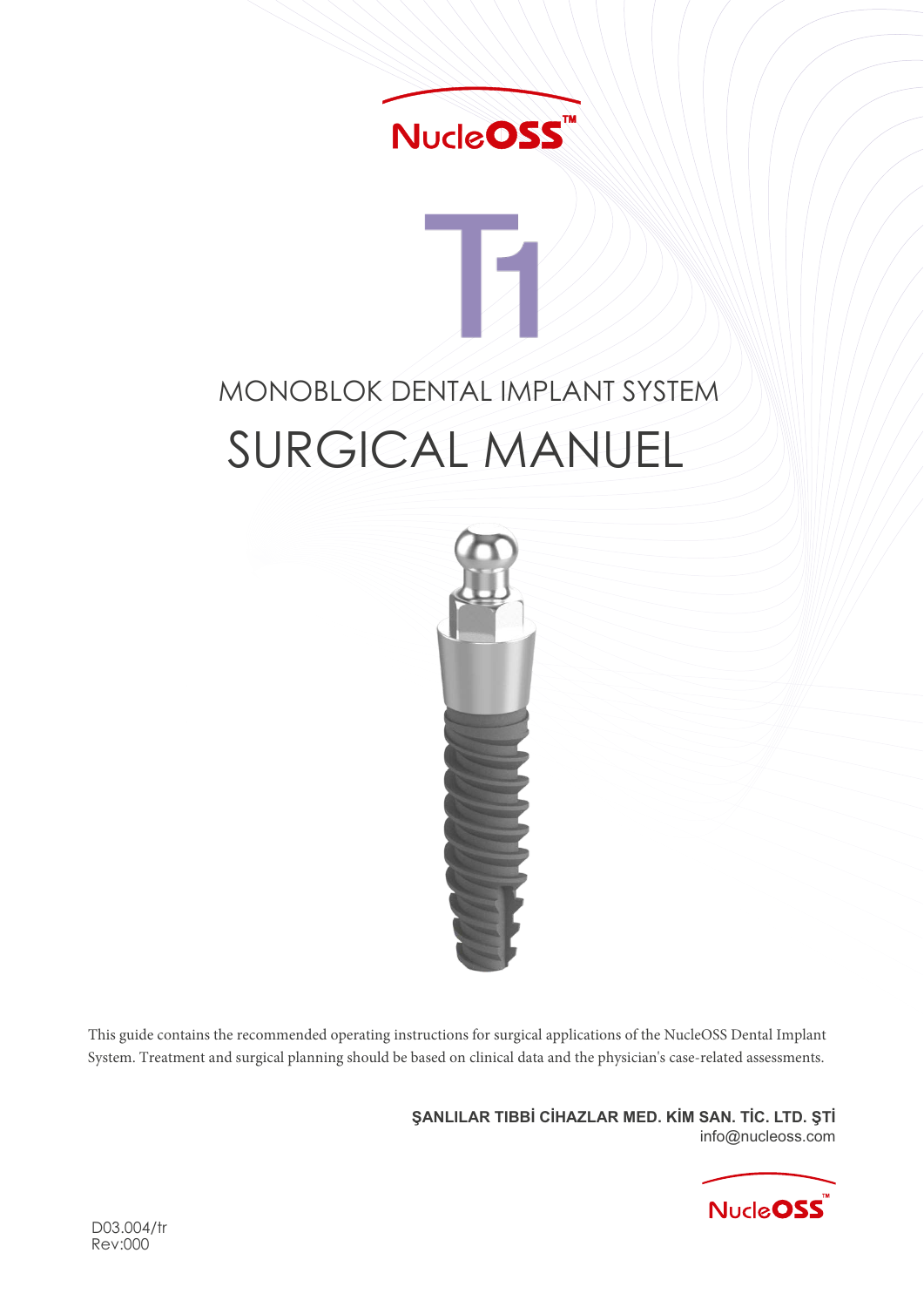NucleOSS™

# T1

## MONOBLOK DENTAL IMPLANT SYSTEM

# SURGICAL MANUEL

This guide contains the recommended operating instructions for surgical applications of the NucleOSS Dental Implant System. Treatment and surgical planning should be based on clinical data and the physician's case-related assessments.

**ŞANLILAR TIBBİ CİHAZLAR MED. KİM SAN. TİC. LTD. ŞTİ**
info@nucleoss.com

NucleOSS™

D03.004/tr
Rev:000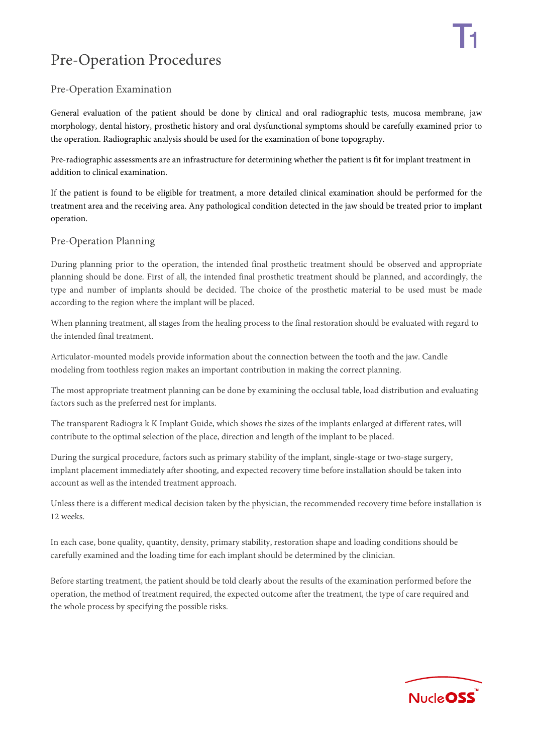# Pre-Operation Procedures

## Pre-Operation Examination

General evaluation of the patient should be done by clinical and oral radiographic tests, mucosa membrane, jaw morphology, dental history, prosthetic history and oral dysfunctional symptoms should be carefully examined prior to the operation. Radiographic analysis should be used for the examination of bone topography.

Pre-radiographic assessments are an infrastructure for determining whether the patient is fit for implant treatment in addition to clinical examination.

If the patient is found to be eligible for treatment, a more detailed clinical examination should be performed for the treatment area and the receiving area. Any pathological condition detected in the jaw should be treated prior to implant operation.

## Pre-Operation Planning

During planning prior to the operation, the intended final prosthetic treatment should be observed and appropriate planning should be done. First of all, the intended final prosthetic treatment should be planned, and accordingly, the type and number of implants should be decided. The choice of the prosthetic material to be used must be made according to the region where the implant will be placed.

When planning treatment, all stages from the healing process to the final restoration should be evaluated with regard to the intended final treatment.

Articulator-mounted models provide information about the connection between the tooth and the jaw. Candle modeling from toothless region makes an important contribution in making the correct planning.

The most appropriate treatment planning can be done by examining the occlusal table, load distribution and evaluating factors such as the preferred nest for implants.

The transparent Radiogra k K Implant Guide, which shows the sizes of the implants enlarged at different rates, will contribute to the optimal selection of the place, direction and length of the implant to be placed.

During the surgical procedure, factors such as primary stability of the implant, single-stage or two-stage surgery, implant placement immediately after shooting, and expected recovery time before installation should be taken into account as well as the intended treatment approach.

Unless there is a different medical decision taken by the physician, the recommended recovery time before installation is 12 weeks.

In each case, bone quality, quantity, density, primary stability, restoration shape and loading conditions should be carefully examined and the loading time for each implant should be determined by the clinician.

Before starting treatment, the patient should be told clearly about the results of the examination performed before the operation, the method of treatment required, the expected outcome after the treatment, the type of care required and the whole process by specifying the possible risks.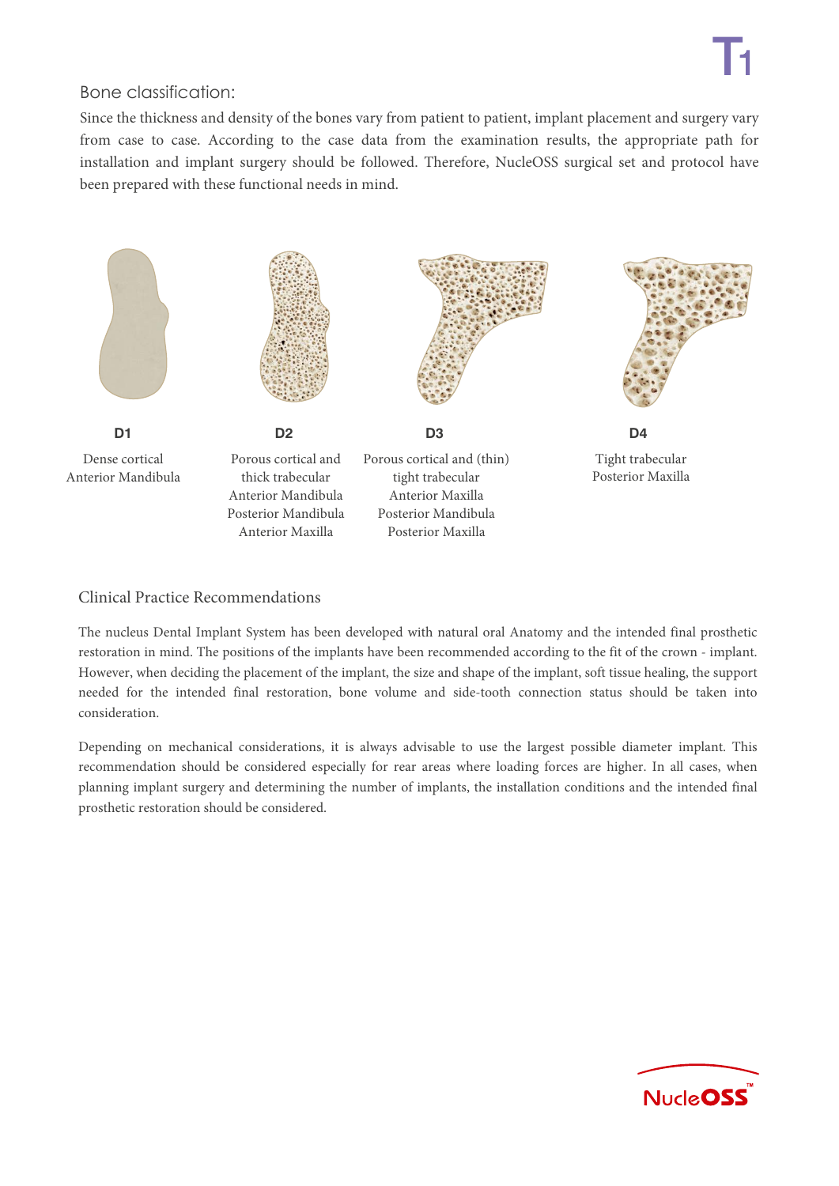## Bone classification:

Since the thickness and density of the bones vary from patient to patient, implant placement and surgery vary from case to case. According to the case data from the examination results, the appropriate path for installation and implant surgery should be followed. Therefore, NucleOSS surgical set and protocol have been prepared with these functional needs in mind.

| D1 | D2 | D3 | D4 |
|---|---|---|---|
| Dense cortical<br>Anterior Mandibula | Porous cortical and thick trabecular<br>Anterior Mandibula<br>Posterior Mandibula<br>Anterior Maxilla | Porous cortical and (thin) tight trabecular<br>Anterior Maxilla<br>Posterior Mandibula<br>Posterior Maxilla | Tight trabecular<br>Posterior Maxilla |

## Clinical Practice Recommendations

The nucleus Dental Implant System has been developed with natural oral Anatomy and the intended final prosthetic restoration in mind. The positions of the implants have been recommended according to the fit of the crown - implant. However, when deciding the placement of the implant, the size and shape of the implant, soft tissue healing, the support needed for the intended final restoration, bone volume and side-tooth connection status should be taken into consideration.

Depending on mechanical considerations, it is always advisable to use the largest possible diameter implant. This recommendation should be considered especially for rear areas where loading forces are higher. In all cases, when planning implant surgery and determining the number of implants, the installation conditions and the intended final prosthetic restoration should be considered.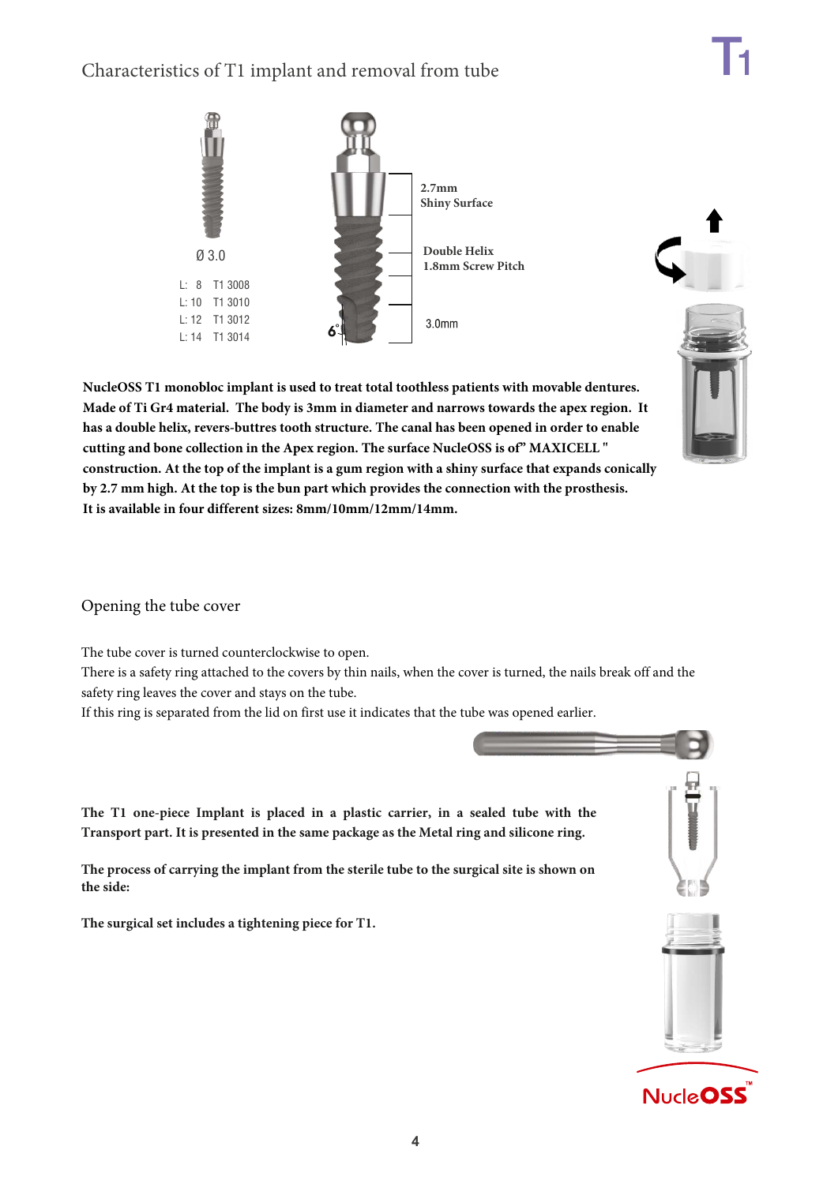## Characteristics of T1 implant and removal from tube

Ø 3.0

L: 8 T1 3008
L: 10 T1 3010
L: 12 T1 3012
L: 14 T1 3014

**2.7mm**
**Shiny Surface**

**Double Helix**
**1.8mm Screw Pitch**

3.0mm

6°

**NucleOSS T1 monobloc implant is used to treat total toothless patients with movable dentures. Made of Ti Gr4 material. The body is 3mm in diameter and narrows towards the apex region. It has a double helix, revers-buttres tooth structure. The canal has been opened in order to enable cutting and bone collection in the Apex region. The surface NucleOSS is of" MAXICELL " construction. At the top of the implant is a gum region with a shiny surface that expands conically by 2.7 mm high. At the top is the bun part which provides the connection with the prosthesis. It is available in four different sizes: 8mm/10mm/12mm/14mm.**

## Opening the tube cover

The tube cover is turned counterclockwise to open.
There is a safety ring attached to the covers by thin nails, when the cover is turned, the nails break off and the safety ring leaves the cover and stays on the tube.
If this ring is separated from the lid on first use it indicates that the tube was opened earlier.

**The T1 one-piece Implant is placed in a plastic carrier, in a sealed tube with the Transport part. It is presented in the same package as the Metal ring and silicone ring.**

**The process of carrying the implant from the sterile tube to the surgical site is shown on the side:**

**The surgical set includes a tightening piece for T1.**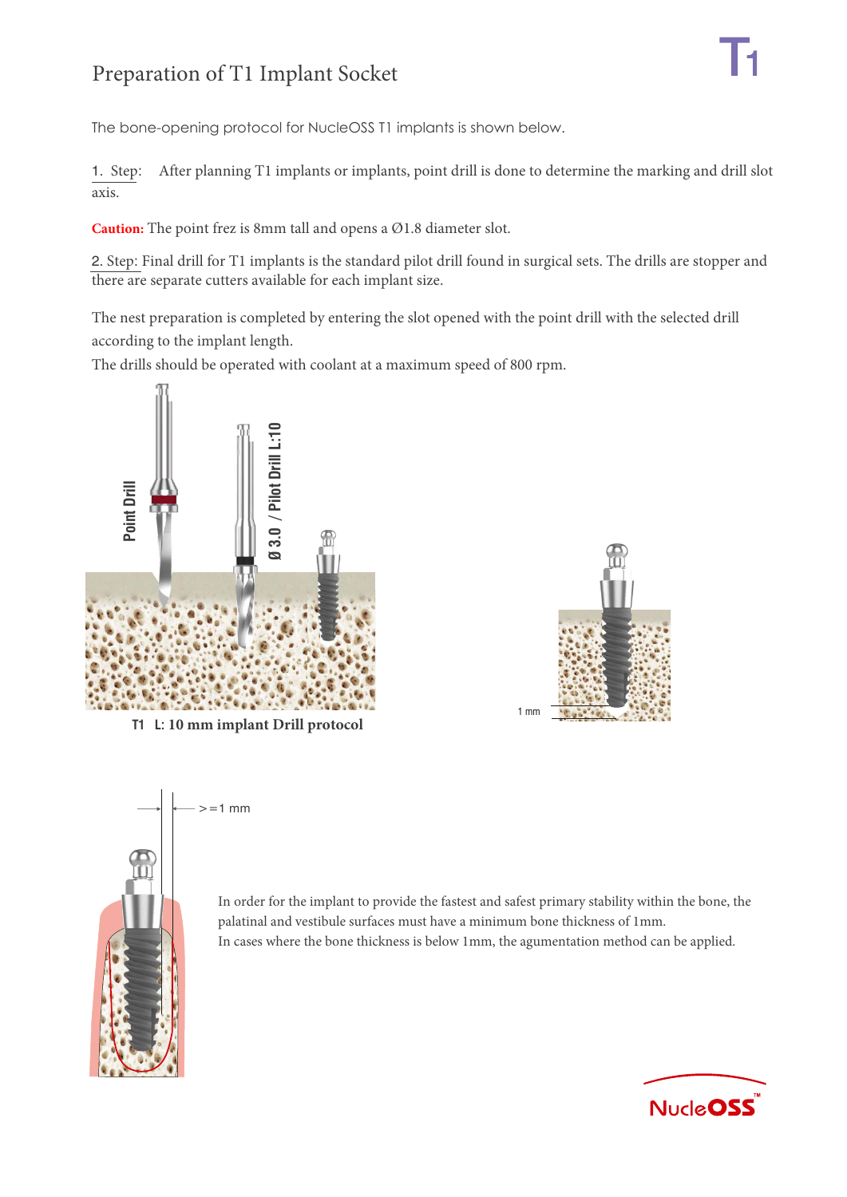# Preparation of T1 Implant Socket

The bone-opening protocol for NucleOSS T1 implants is shown below.

1. Step: After planning T1 implants or implants, point drill is done to determine the marking and drill slot axis.

**Caution:** The point frez is 8mm tall and opens a Ø1.8 diameter slot.

2. Step: Final drill for T1 implants is the standard pilot drill found in surgical sets. The drills are stopper and there are separate cutters available for each implant size.

The nest preparation is completed by entering the slot opened with the point drill with the selected drill according to the implant length.

The drills should be operated with coolant at a maximum speed of 800 rpm.

Point Drill

Ø 3.0 / Pilot Drill L:10

**T1 L: 10 mm implant Drill protocol**

1 mm

>=1 mm

In order for the implant to provide the fastest and safest primary stability within the bone, the palatinal and vestibule surfaces must have a minimum bone thickness of 1mm.

In cases where the bone thickness is below 1mm, the agumentation method can be applied.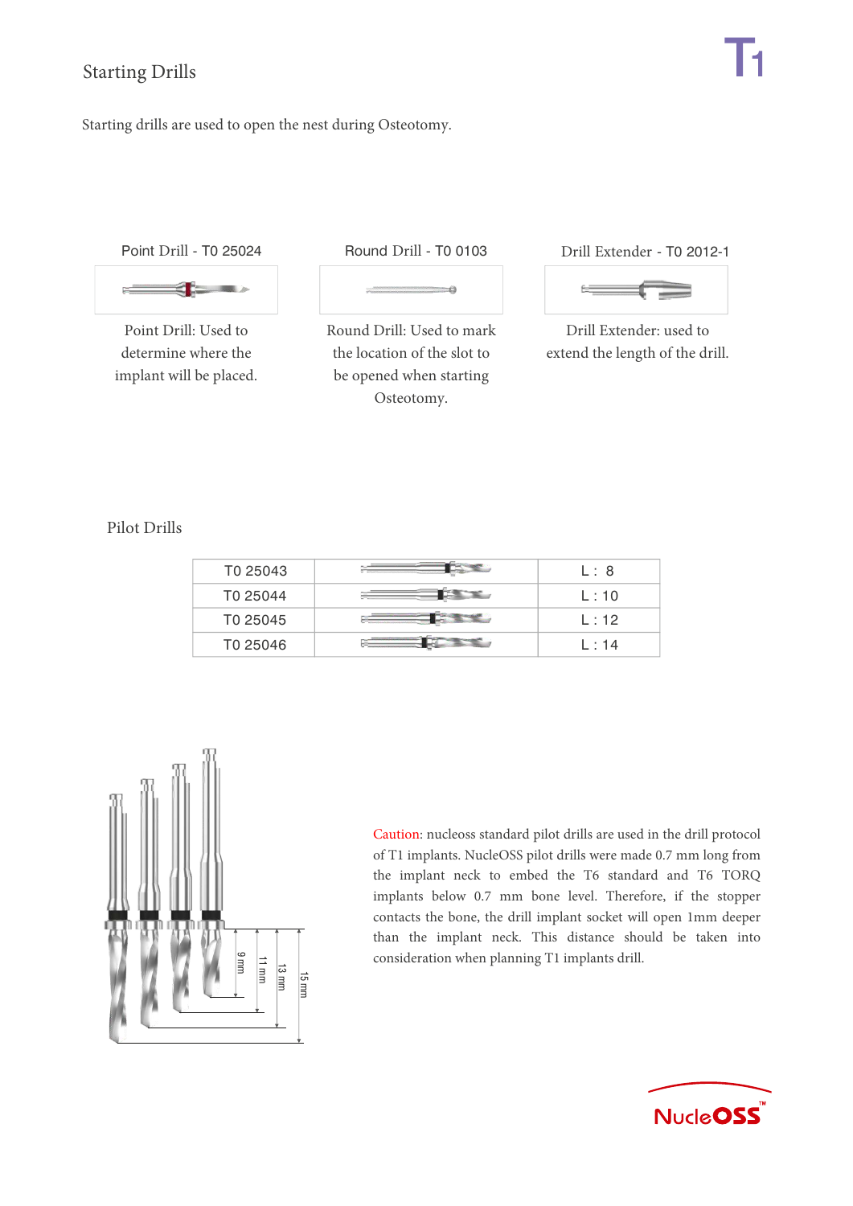## Starting Drills

Starting drills are used to open the nest during Osteotomy.

| Point Drill - T0 25024 | Round Drill - T0 0103 | Drill Extender - T0 2012-1 |
|---|---|---|
| Point Drill: Used to determine where the implant will be placed. | Round Drill: Used to mark the location of the slot to be opened when starting Osteotomy. | Drill Extender: used to extend the length of the drill. |

## Pilot Drills

| T0 25043 | | L : 8 |
|---|---|---|
| T0 25044 | | L : 10 |
| T0 25045 | | L : 12 |
| T0 25046 | | L : 14 |

9 mm
11 mm
13 mm
15 mm

Caution: nucleoss standard pilot drills are used in the drill protocol of T1 implants. NucleOSS pilot drills were made 0.7 mm long from the implant neck to embed the T6 standard and T6 TORQ implants below 0.7 mm bone level. Therefore, if the stopper contacts the bone, the drill implant socket will open 1mm deeper than the implant neck. This distance should be taken into consideration when planning T1 implants drill.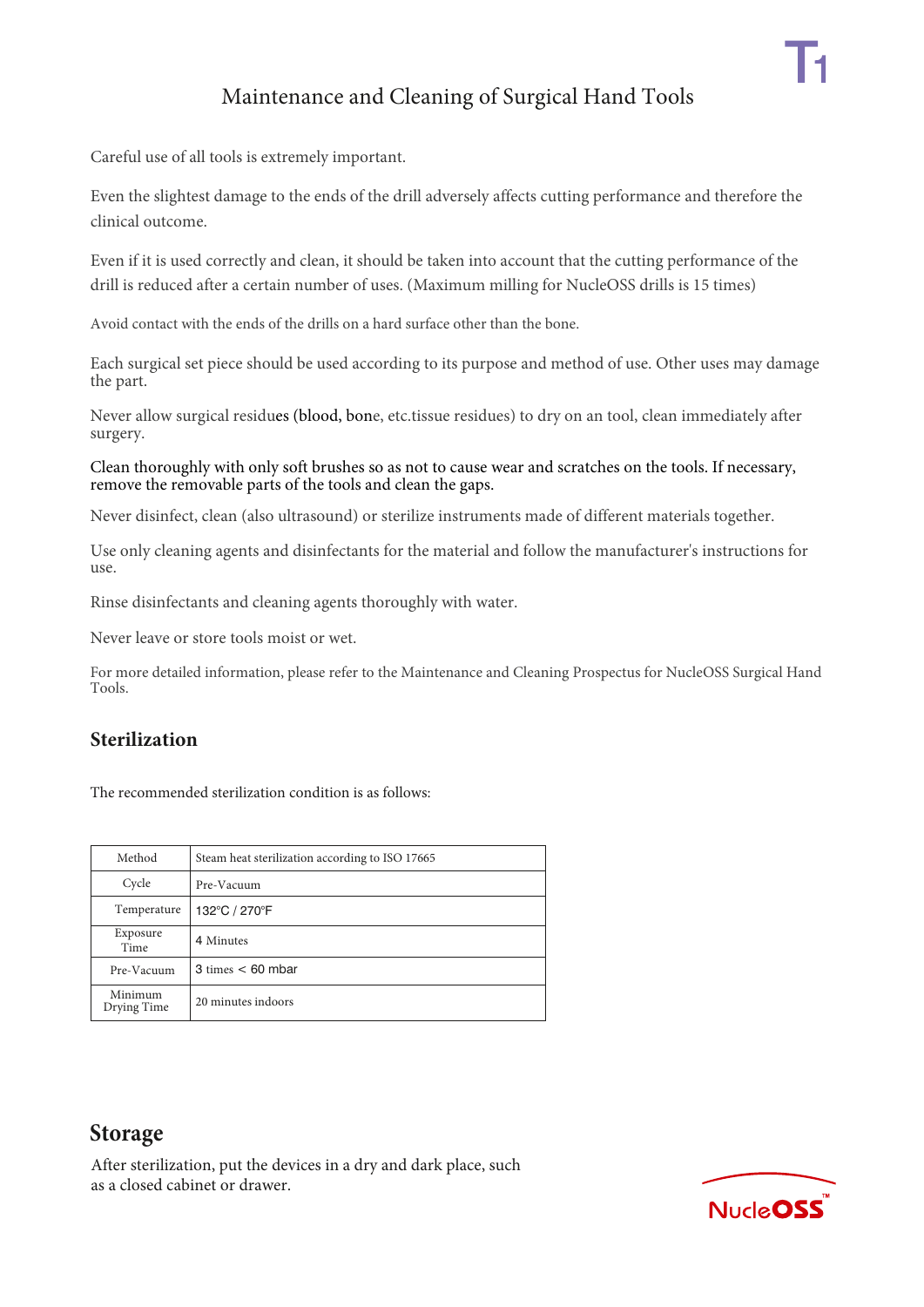# Maintenance and Cleaning of Surgical Hand Tools

Careful use of all tools is extremely important.

Even the slightest damage to the ends of the drill adversely affects cutting performance and therefore the clinical outcome.

Even if it is used correctly and clean, it should be taken into account that the cutting performance of the drill is reduced after a certain number of uses. (Maximum milling for NucleOSS drills is 15 times)

Avoid contact with the ends of the drills on a hard surface other than the bone.

Each surgical set piece should be used according to its purpose and method of use. Other uses may damage the part.

Never allow surgical residues (blood, bone, etc.tissue residues) to dry on an tool, clean immediately after surgery.

Clean thoroughly with only soft brushes so as not to cause wear and scratches on the tools. If necessary, remove the removable parts of the tools and clean the gaps.

Never disinfect, clean (also ultrasound) or sterilize instruments made of different materials together.

Use only cleaning agents and disinfectants for the material and follow the manufacturer's instructions for use.

Rinse disinfectants and cleaning agents thoroughly with water.

Never leave or store tools moist or wet.

For more detailed information, please refer to the Maintenance and Cleaning Prospectus for NucleOSS Surgical Hand Tools.

## Sterilization

The recommended sterilization condition is as follows:

| Method | Steam heat sterilization according to ISO 17665 |
|---|---|
| Cycle | Pre-Vacuum |
| Temperature | 132°C / 270°F |
| Exposure Time | 4 Minutes |
| Pre-Vacuum | 3 times < 60 mbar |
| Minimum Drying Time | 20 minutes indoors |

## Storage

After sterilization, put the devices in a dry and dark place, such as a closed cabinet or drawer.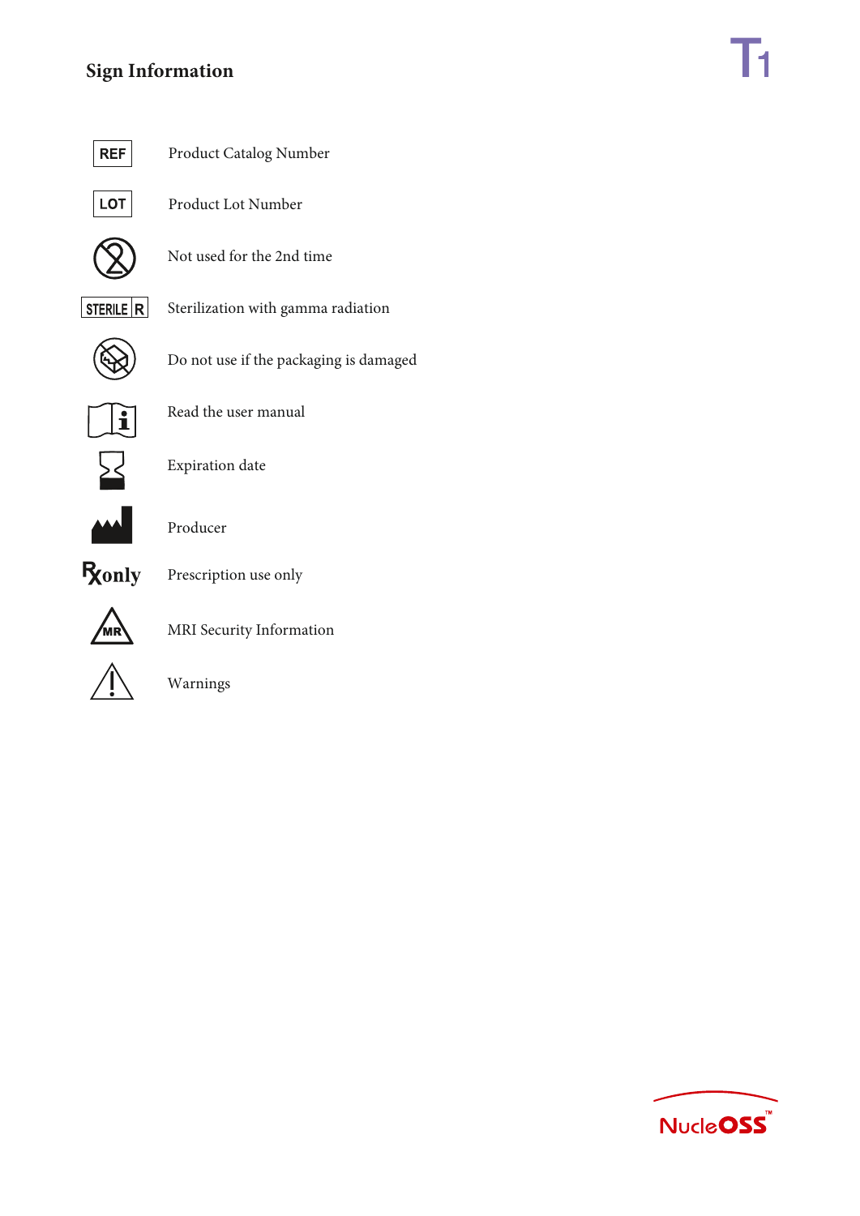## Sign Information

| Symbol | Meaning |
|---|---|
| REF | Product Catalog Number |
| LOT | Product Lot Number |
| | Not used for the 2nd time |
| STERILE R | Sterilization with gamma radiation |
| | Do not use if the packaging is damaged |
| | Read the user manual |
| | Expiration date |
| | Producer |
| Rx only | Prescription use only |
| MR | MRI Security Information |
| | Warnings |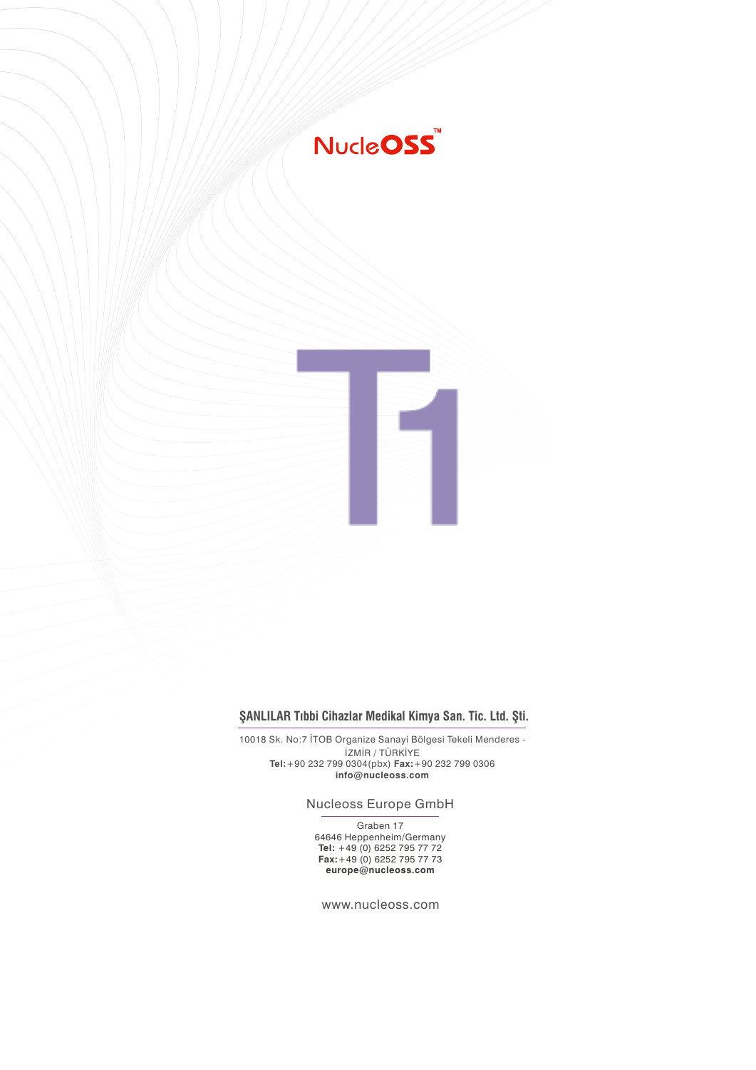NucleOSS™

T1

**ŞANLILAR Tıbbi Cihazlar Medikal Kimya San. Tic. Ltd. Şti.**

10018 Sk. No:7 İTOB Organize Sanayi Bölgesi Tekeli Menderes -
İZMİR / TÜRKİYE
**Tel:** +90 232 799 0304(pbx) **Fax:** +90 232 799 0306
**info@nucleoss.com**

Nucleoss Europe GmbH

Graben 17
64646 Heppenheim/Germany
**Tel:** +49 (0) 6252 795 77 72
**Fax:** +49 (0) 6252 795 77 73
**europe@nucleoss.com**

www.nucleoss.com